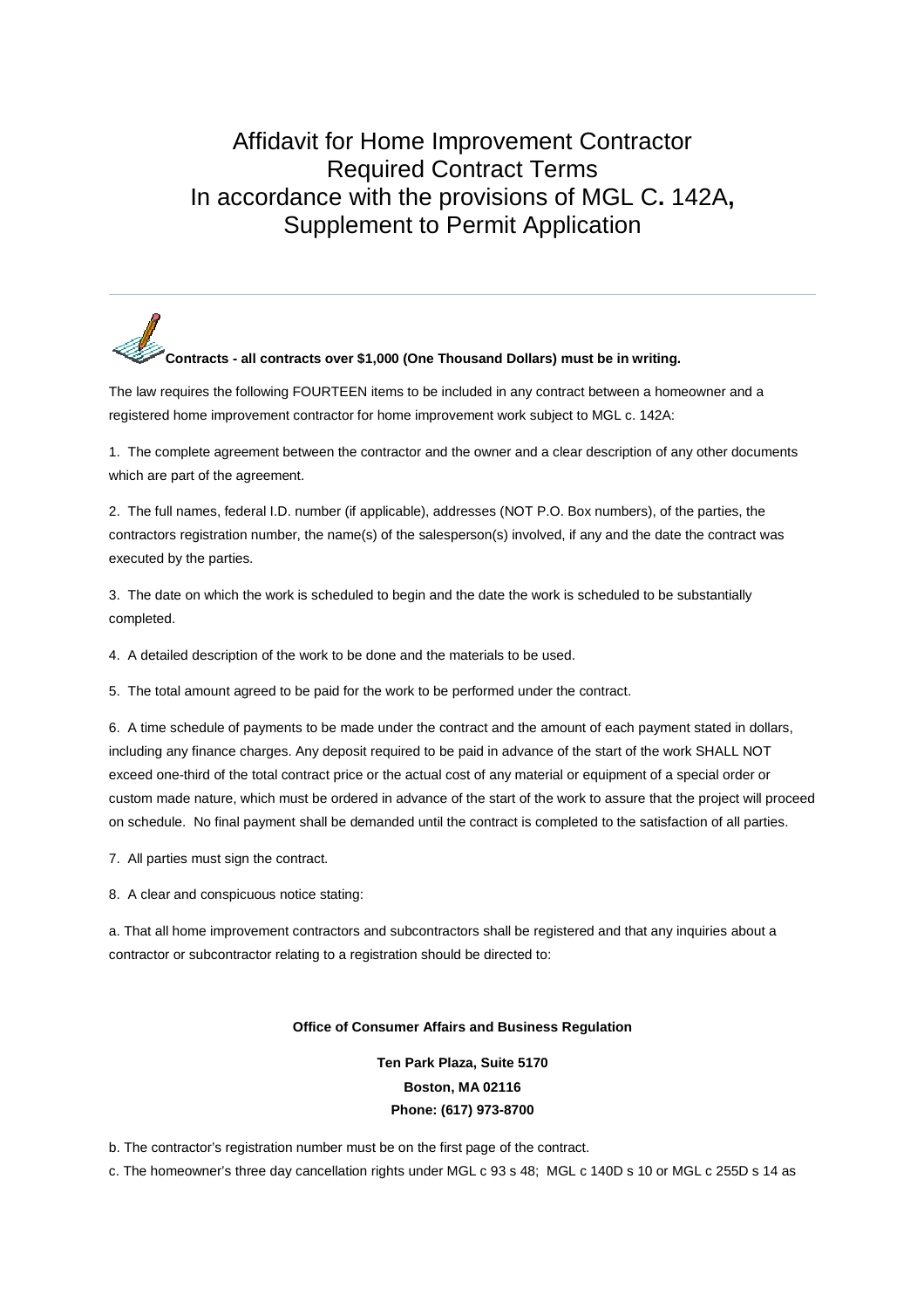# Affidavit for Home Improvement Contractor Required Contract Terms In accordance with the provisions of MGL C**.** 142A**,** Supplement to Permit Application

---

**Contracts - all contracts over $1,000 (One Thousand Dollars) must be in writing.**

The law requires the following FOURTEEN items to be included in any contract between a homeowner and a registered home improvement contractor for home improvement work subject to MGL c. 142A:

1. The complete agreement between the contractor and the owner and a clear description of any other documents which are part of the agreement.

2. The full names, federal I.D. number (if applicable), addresses (NOT P.O. Box numbers), of the parties, the contractors registration number, the name(s) of the salesperson(s) involved, if any and the date the contract was executed by the parties.

3. The date on which the work is scheduled to begin and the date the work is scheduled to be substantially completed.

4. A detailed description of the work to be done and the materials to be used.

5. The total amount agreed to be paid for the work to be performed under the contract.

6. A time schedule of payments to be made under the contract and the amount of each payment stated in dollars, including any finance charges. Any deposit required to be paid in advance of the start of the work SHALL NOT exceed one-third of the total contract price or the actual cost of any material or equipment of a special order or custom made nature, which must be ordered in advance of the start of the work to assure that the project will proceed on schedule. No final payment shall be demanded until the contract is completed to the satisfaction of all parties.

7. All parties must sign the contract.

8. A clear and conspicuous notice stating:

a. That all home improvement contractors and subcontractors shall be registered and that any inquiries about a contractor or subcontractor relating to a registration should be directed to:

**Office of Consumer Affairs and Business Regulation**

**Ten Park Plaza, Suite 5170**
**Boston, MA 02116**
**Phone: (617) 973-8700**

b. The contractor's registration number must be on the first page of the contract.

c. The homeowner's three day cancellation rights under MGL c 93 s 48; MGL c 140D s 10 or MGL c 255D s 14 as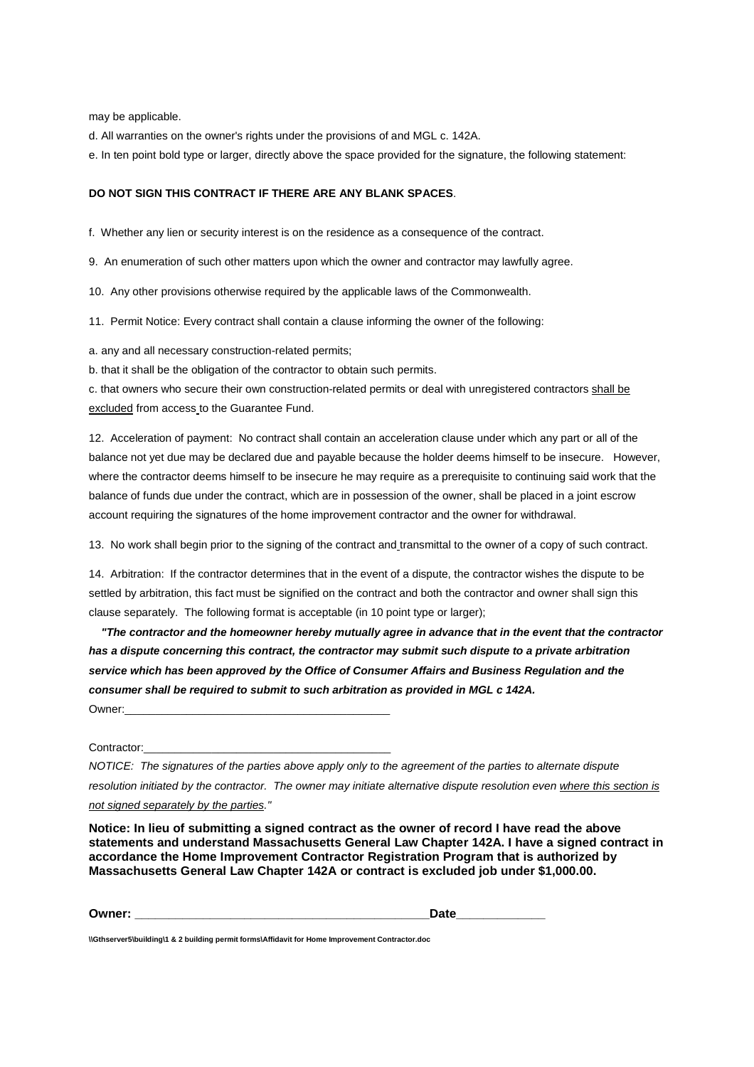may be applicable.

d. All warranties on the owner's rights under the provisions of and MGL c. 142A.

e. In ten point bold type or larger, directly above the space provided for the signature, the following statement:

**DO NOT SIGN THIS CONTRACT IF THERE ARE ANY BLANK SPACES**.

f. Whether any lien or security interest is on the residence as a consequence of the contract.

9. An enumeration of such other matters upon which the owner and contractor may lawfully agree.

10. Any other provisions otherwise required by the applicable laws of the Commonwealth.

11. Permit Notice: Every contract shall contain a clause informing the owner of the following:

a. any and all necessary construction-related permits;

b. that it shall be the obligation of the contractor to obtain such permits.

c. that owners who secure their own construction-related permits or deal with unregistered contractors shall be excluded from access to the Guarantee Fund.

12. Acceleration of payment: No contract shall contain an acceleration clause under which any part or all of the balance not yet due may be declared due and payable because the holder deems himself to be insecure. However, where the contractor deems himself to be insecure he may require as a prerequisite to continuing said work that the balance of funds due under the contract, which are in possession of the owner, shall be placed in a joint escrow account requiring the signatures of the home improvement contractor and the owner for withdrawal.

13. No work shall begin prior to the signing of the contract and transmittal to the owner of a copy of such contract.

14. Arbitration: If the contractor determines that in the event of a dispute, the contractor wishes the dispute to be settled by arbitration, this fact must be signified on the contract and both the contractor and owner shall sign this clause separately. The following format is acceptable (in 10 point type or larger);

***"The contractor and the homeowner hereby mutually agree in advance that in the event that the contractor has a dispute concerning this contract, the contractor may submit such dispute to a private arbitration service which has been approved by the Office of Consumer Affairs and Business Regulation and the consumer shall be required to submit to such arbitration as provided in MGL c 142A.***

Owner:___________________________________________

Contractor:_______________________________________

*NOTICE: The signatures of the parties above apply only to the agreement of the parties to alternate dispute resolution initiated by the contractor. The owner may initiate alternative dispute resolution even where this section is not signed separately by the parties."*

**Notice: In lieu of submitting a signed contract as the owner of record I have read the above statements and understand Massachusetts General Law Chapter 142A. I have a signed contract in accordance the Home Improvement Contractor Registration Program that is authorized by Massachusetts General Law Chapter 142A or contract is excluded job under $1,000.00.**

**Owner: ____________________________________________Date_____________**

\\Gthserver5\building\1 & 2 building permit forms\Affidavit for Home Improvement Contractor.doc